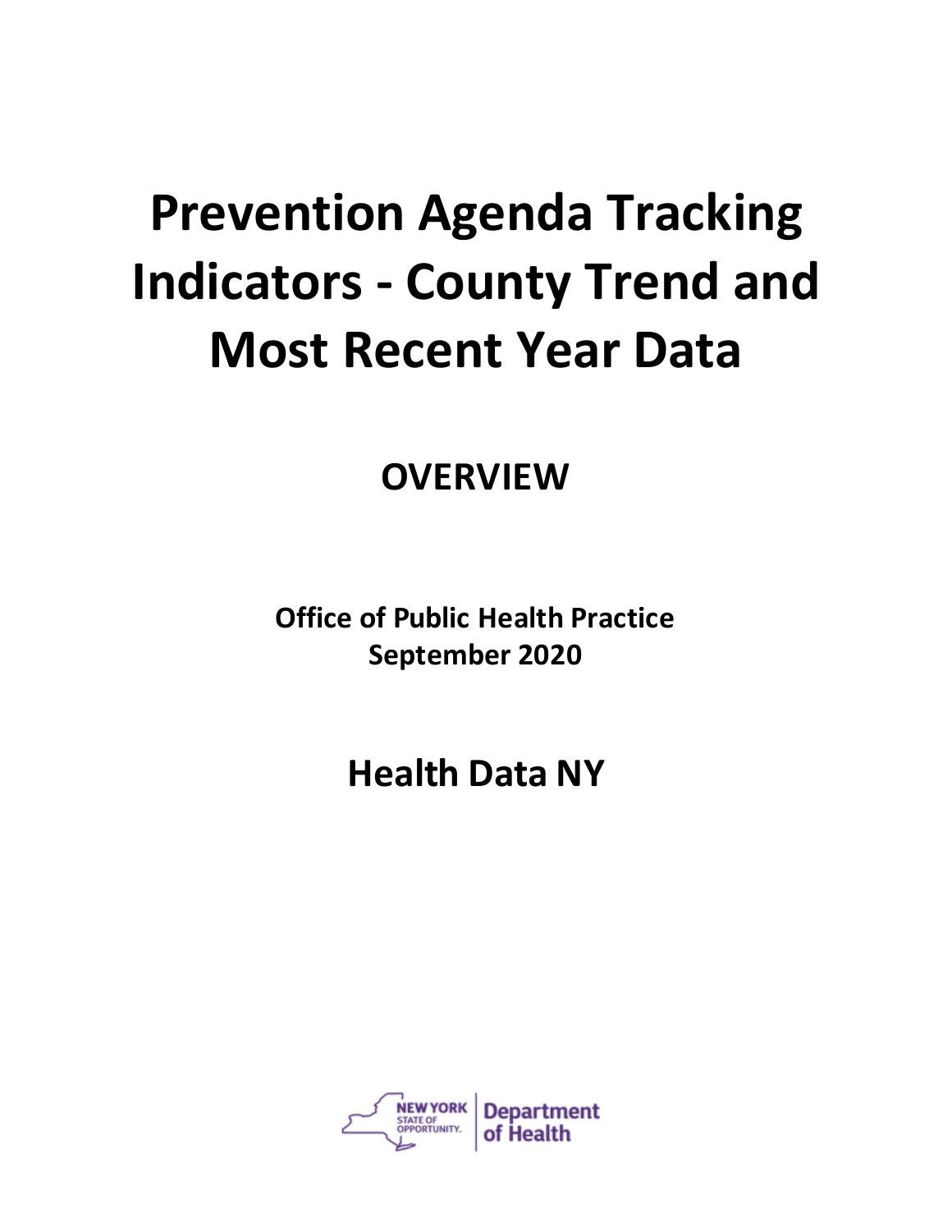# Prevention Agenda Tracking Indicators - County Trend and Most Recent Year Data

## OVERVIEW

**Office of Public Health Practice**
**September 2020**

## Health Data NY

NEW YORK STATE OF OPPORTUNITY. | Department of Health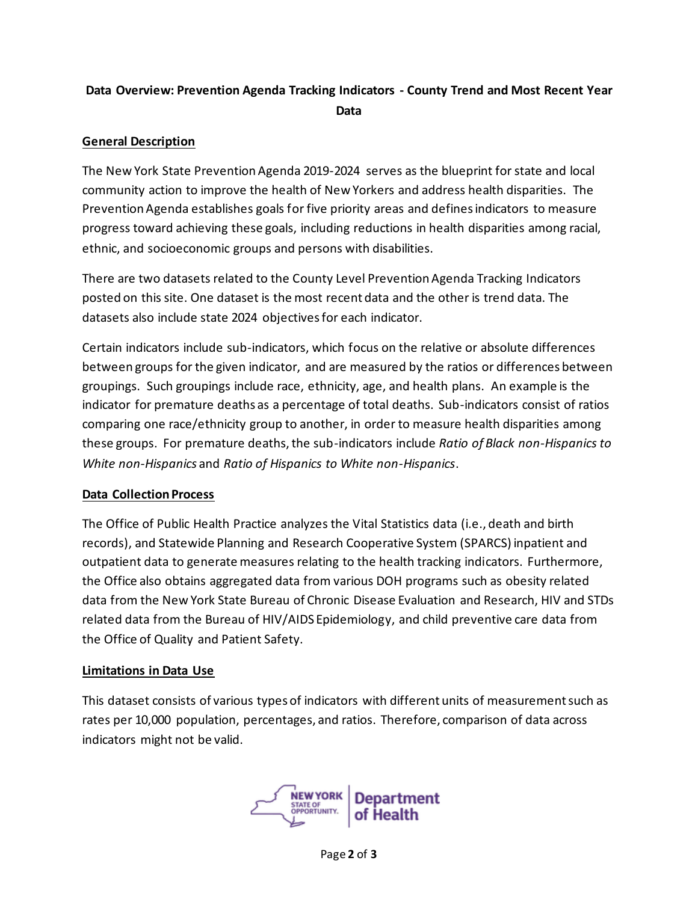**Data Overview: Prevention Agenda Tracking Indicators - County Trend and Most Recent Year Data**

## General Description

The New York State Prevention Agenda 2019-2024 serves as the blueprint for state and local community action to improve the health of New Yorkers and address health disparities. The Prevention Agenda establishes goals for five priority areas and defines indicators to measure progress toward achieving these goals, including reductions in health disparities among racial, ethnic, and socioeconomic groups and persons with disabilities.

There are two datasets related to the County Level Prevention Agenda Tracking Indicators posted on this site. One dataset is the most recent data and the other is trend data. The datasets also include state 2024 objectives for each indicator.

Certain indicators include sub-indicators, which focus on the relative or absolute differences between groups for the given indicator, and are measured by the ratios or differences between groupings. Such groupings include race, ethnicity, age, and health plans. An example is the indicator for premature deaths as a percentage of total deaths. Sub-indicators consist of ratios comparing one race/ethnicity group to another, in order to measure health disparities among these groups. For premature deaths, the sub-indicators include *Ratio of Black non-Hispanics to White non-Hispanics* and *Ratio of Hispanics to White non-Hispanics*.

## Data Collection Process

The Office of Public Health Practice analyzes the Vital Statistics data (i.e., death and birth records), and Statewide Planning and Research Cooperative System (SPARCS) inpatient and outpatient data to generate measures relating to the health tracking indicators. Furthermore, the Office also obtains aggregated data from various DOH programs such as obesity related data from the New York State Bureau of Chronic Disease Evaluation and Research, HIV and STDs related data from the Bureau of HIV/AIDS Epidemiology, and child preventive care data from the Office of Quality and Patient Safety.

## Limitations in Data Use

This dataset consists of various types of indicators with different units of measurement such as rates per 10,000 population, percentages, and ratios. Therefore, comparison of data across indicators might not be valid.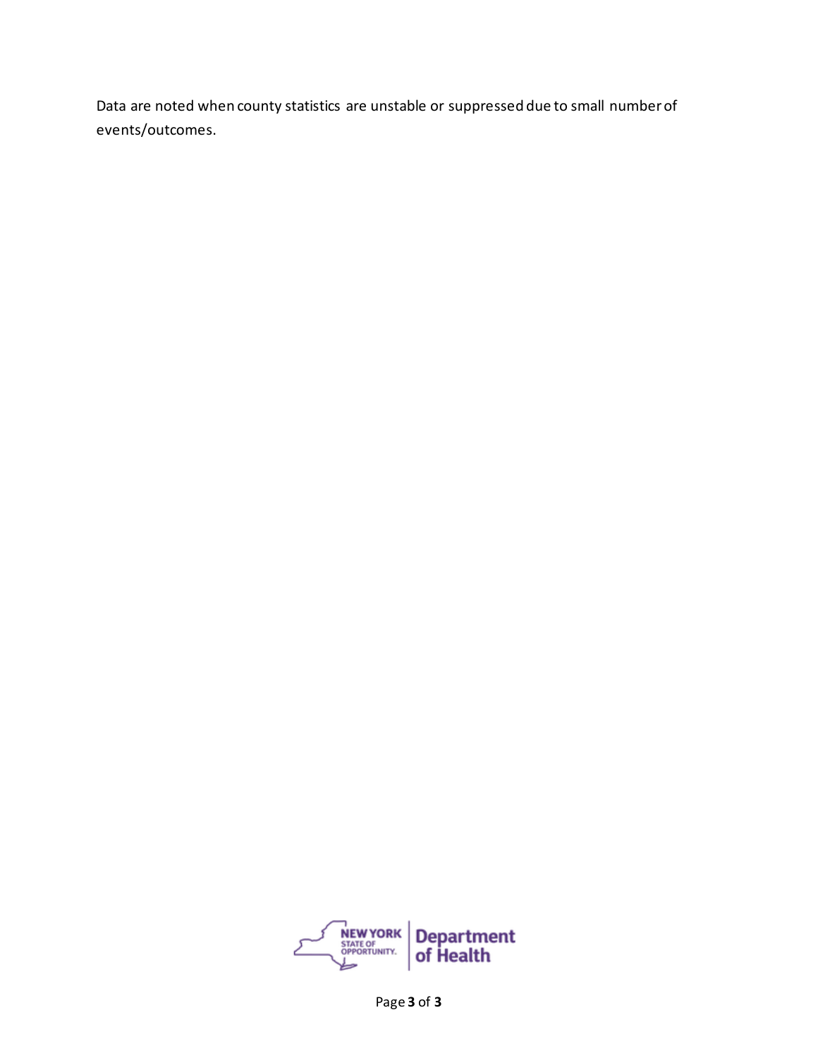Data are noted when county statistics are unstable or suppressed due to small number of events/outcomes.